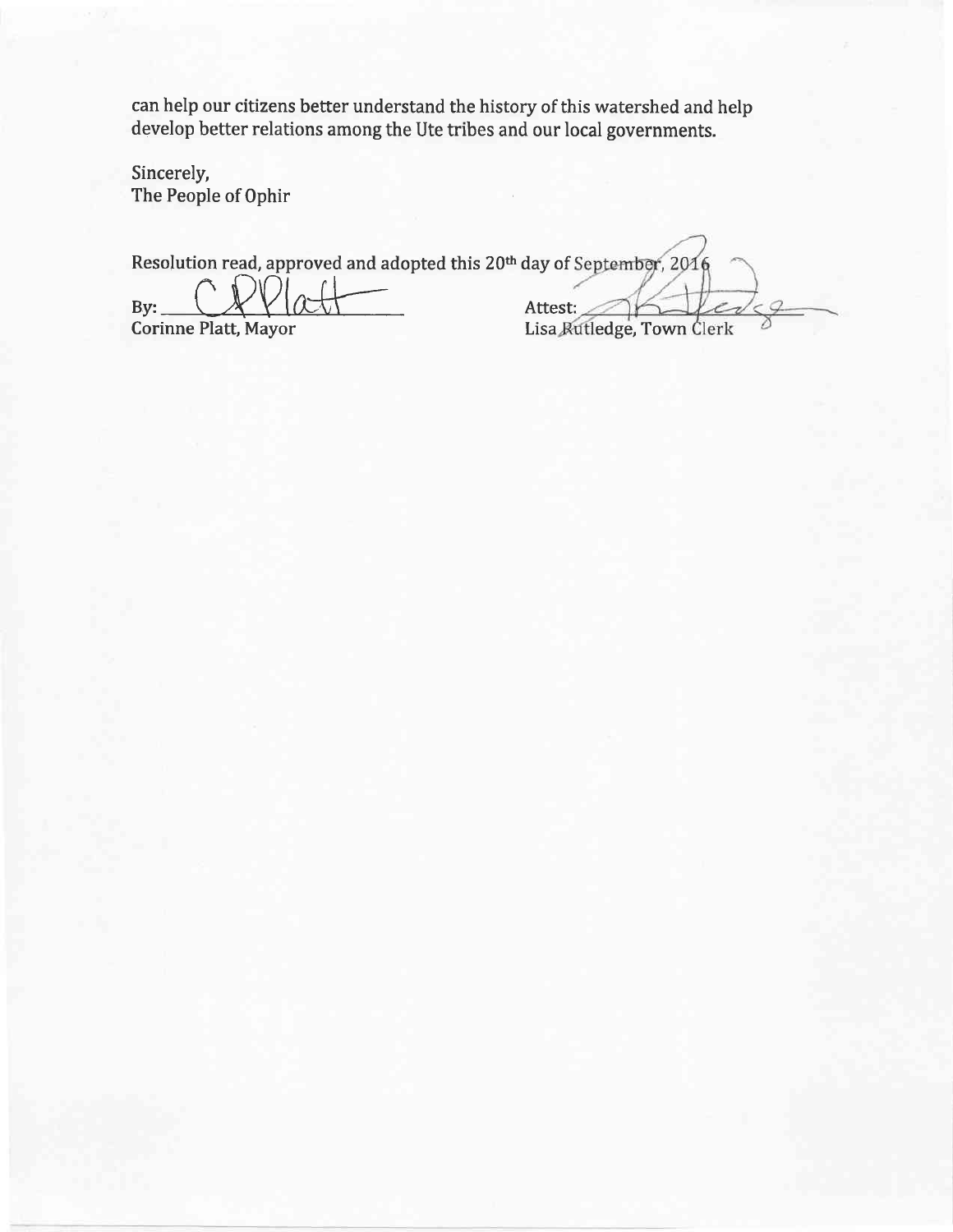can help our citizens better understand the history of this watershed and help develop better relations among the Ute tribes and our local governments.

Sincerely,
The People of Ophir

Resolution read, approved and adopted this 20th day of September, 2016

By: ______________________
Corinne Platt, Mayor

Attest: ______________________
Lisa Rutledge, Town Clerk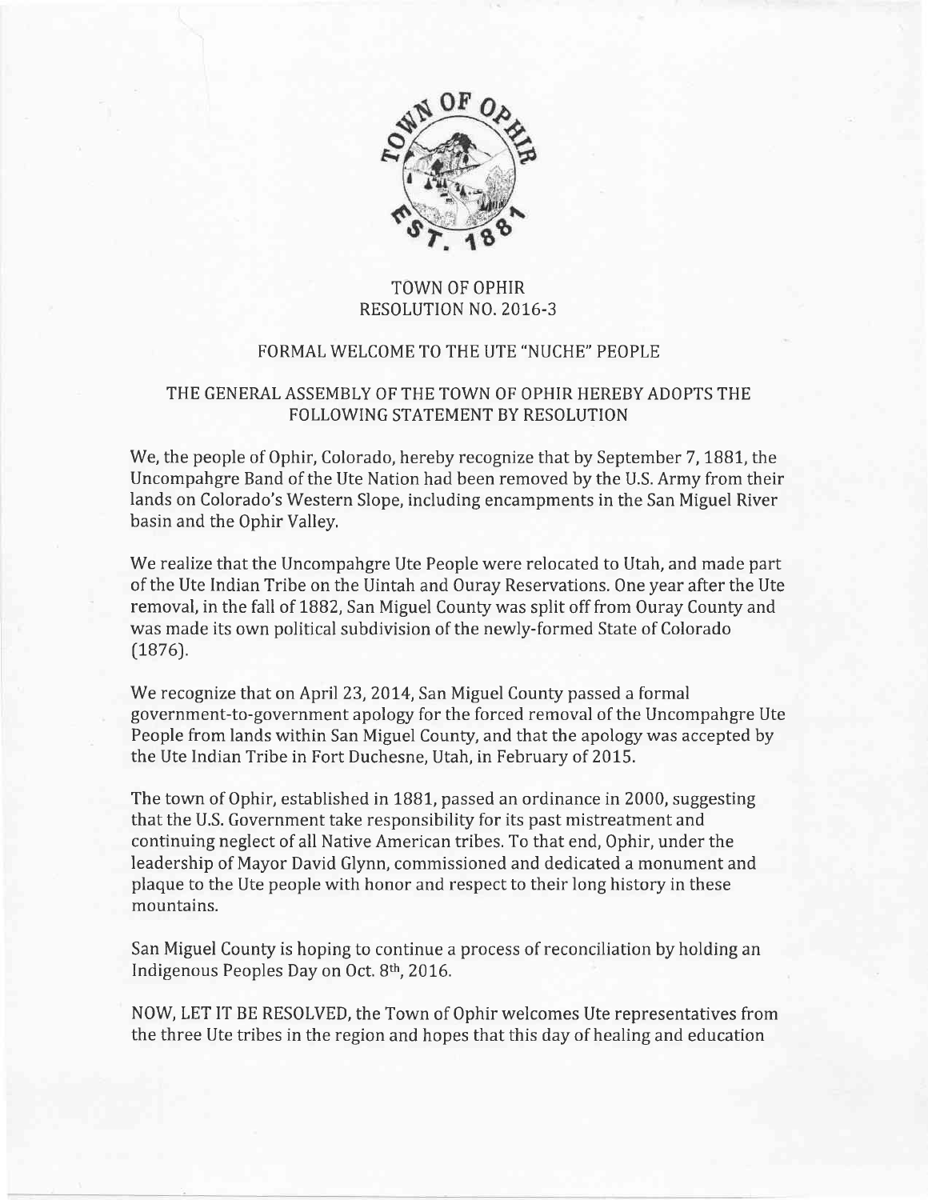# TOWN OF OPHIR
## RESOLUTION NO. 2016-3

### FORMAL WELCOME TO THE UTE "NUCHE" PEOPLE

### THE GENERAL ASSEMBLY OF THE TOWN OF OPHIR HEREBY ADOPTS THE FOLLOWING STATEMENT BY RESOLUTION

We, the people of Ophir, Colorado, hereby recognize that by September 7, 1881, the Uncompahgre Band of the Ute Nation had been removed by the U.S. Army from their lands on Colorado's Western Slope, including encampments in the San Miguel River basin and the Ophir Valley.

We realize that the Uncompahgre Ute People were relocated to Utah, and made part of the Ute Indian Tribe on the Uintah and Ouray Reservations. One year after the Ute removal, in the fall of 1882, San Miguel County was split off from Ouray County and was made its own political subdivision of the newly-formed State of Colorado (1876).

We recognize that on April 23, 2014, San Miguel County passed a formal government-to-government apology for the forced removal of the Uncompahgre Ute People from lands within San Miguel County, and that the apology was accepted by the Ute Indian Tribe in Fort Duchesne, Utah, in February of 2015.

The town of Ophir, established in 1881, passed an ordinance in 2000, suggesting that the U.S. Government take responsibility for its past mistreatment and continuing neglect of all Native American tribes. To that end, Ophir, under the leadership of Mayor David Glynn, commissioned and dedicated a monument and plaque to the Ute people with honor and respect to their long history in these mountains.

San Miguel County is hoping to continue a process of reconciliation by holding an Indigenous Peoples Day on Oct. 8th, 2016.

NOW, LET IT BE RESOLVED, the Town of Ophir welcomes Ute representatives from the three Ute tribes in the region and hopes that this day of healing and education